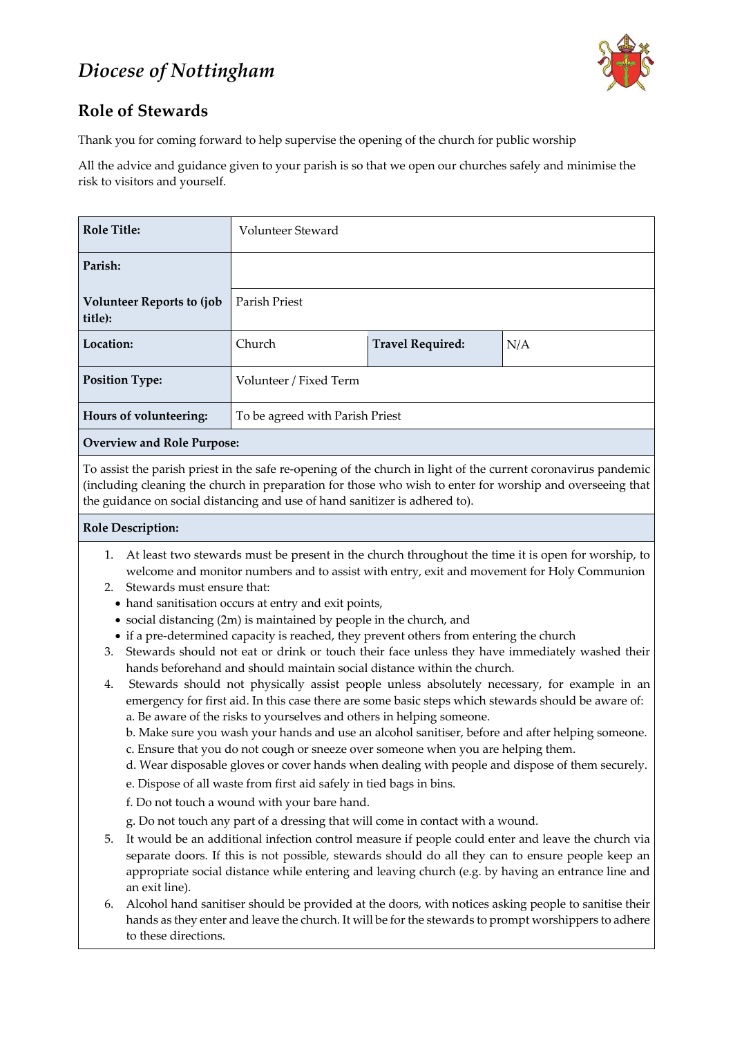# *Diocese of Nottingham*

## Role of Stewards

Thank you for coming forward to help supervise the opening of the church for public worship

All the advice and guidance given to your parish is so that we open our churches safely and minimise the risk to visitors and yourself.

| **Role Title:** | Volunteer Steward | | |
|---|---|---|---|
| **Parish:** | | | |
| **Volunteer Reports to (job title):** | Parish Priest | | |
| **Location:** | Church | **Travel Required:** | N/A |
| **Position Type:** | Volunteer / Fixed Term | | |
| **Hours of volunteering:** | To be agreed with Parish Priest | | |

**Overview and Role Purpose:**

To assist the parish priest in the safe re-opening of the church in light of the current coronavirus pandemic (including cleaning the church in preparation for those who wish to enter for worship and overseeing that the guidance on social distancing and use of hand sanitizer is adhered to).

**Role Description:**

1. At least two stewards must be present in the church throughout the time it is open for worship, to welcome and monitor numbers and to assist with entry, exit and movement for Holy Communion
2. Stewards must ensure that:
   - hand sanitisation occurs at entry and exit points,
   - social distancing (2m) is maintained by people in the church, and
   - if a pre-determined capacity is reached, they prevent others from entering the church
3. Stewards should not eat or drink or touch their face unless they have immediately washed their hands beforehand and should maintain social distance within the church.
4. Stewards should not physically assist people unless absolutely necessary, for example in an emergency for first aid. In this case there are some basic steps which stewards should be aware of:
   a. Be aware of the risks to yourselves and others in helping someone.
   b. Make sure you wash your hands and use an alcohol sanitiser, before and after helping someone.
   c. Ensure that you do not cough or sneeze over someone when you are helping them.
   d. Wear disposable gloves or cover hands when dealing with people and dispose of them securely.
   e. Dispose of all waste from first aid safely in tied bags in bins.
   f. Do not touch a wound with your bare hand.
   g. Do not touch any part of a dressing that will come in contact with a wound.
5. It would be an additional infection control measure if people could enter and leave the church via separate doors. If this is not possible, stewards should do all they can to ensure people keep an appropriate social distance while entering and leaving church (e.g. by having an entrance line and an exit line).
6. Alcohol hand sanitiser should be provided at the doors, with notices asking people to sanitise their hands as they enter and leave the church. It will be for the stewards to prompt worshippers to adhere to these directions.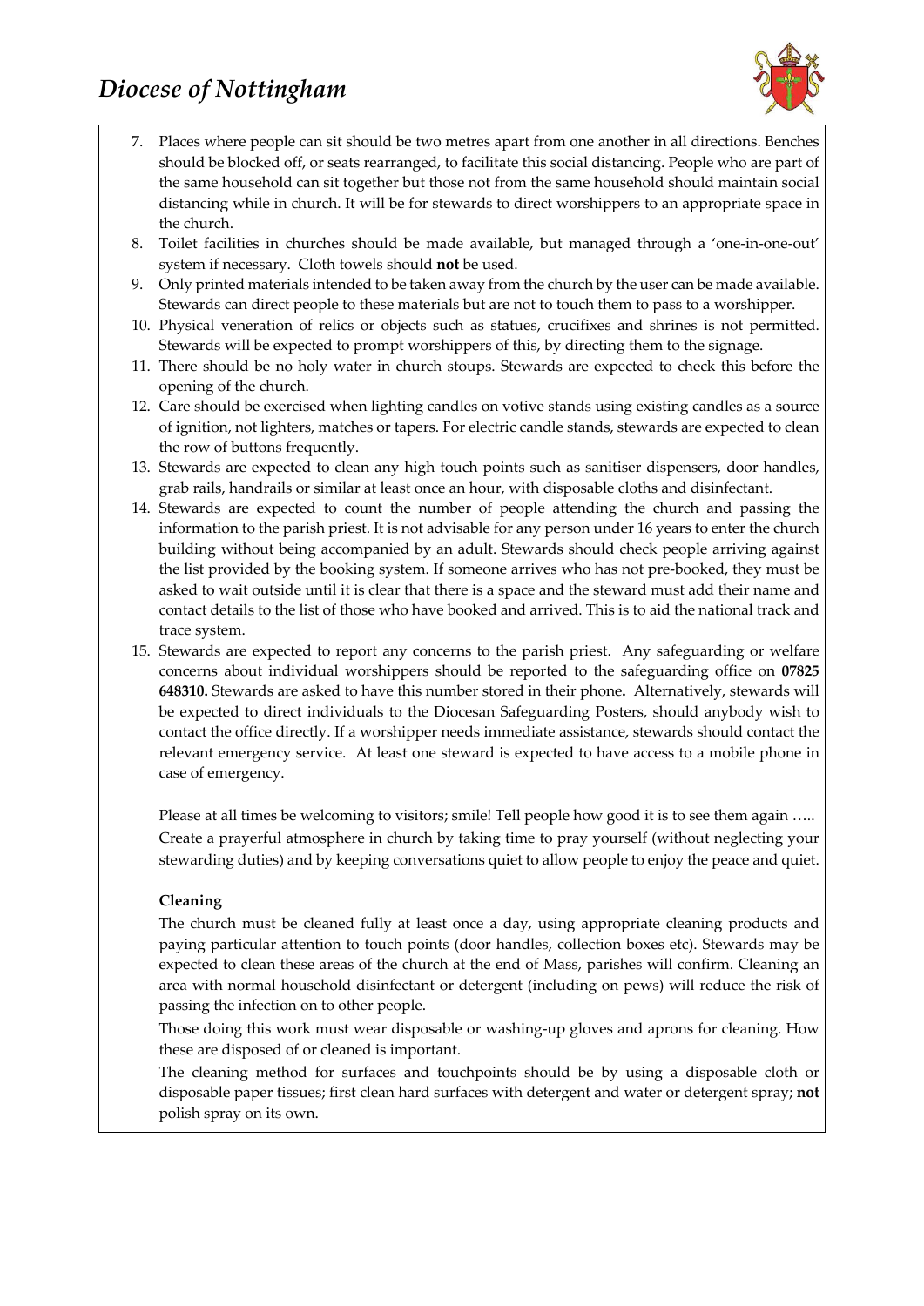7. Places where people can sit should be two metres apart from one another in all directions. Benches should be blocked off, or seats rearranged, to facilitate this social distancing. People who are part of the same household can sit together but those not from the same household should maintain social distancing while in church. It will be for stewards to direct worshippers to an appropriate space in the church.
8. Toilet facilities in churches should be made available, but managed through a 'one-in-one-out' system if necessary. Cloth towels should **not** be used.
9. Only printed materials intended to be taken away from the church by the user can be made available. Stewards can direct people to these materials but are not to touch them to pass to a worshipper.
10. Physical veneration of relics or objects such as statues, crucifixes and shrines is not permitted. Stewards will be expected to prompt worshippers of this, by directing them to the signage.
11. There should be no holy water in church stoups. Stewards are expected to check this before the opening of the church.
12. Care should be exercised when lighting candles on votive stands using existing candles as a source of ignition, not lighters, matches or tapers. For electric candle stands, stewards are expected to clean the row of buttons frequently.
13. Stewards are expected to clean any high touch points such as sanitiser dispensers, door handles, grab rails, handrails or similar at least once an hour, with disposable cloths and disinfectant.
14. Stewards are expected to count the number of people attending the church and passing the information to the parish priest. It is not advisable for any person under 16 years to enter the church building without being accompanied by an adult. Stewards should check people arriving against the list provided by the booking system. If someone arrives who has not pre-booked, they must be asked to wait outside until it is clear that there is a space and the steward must add their name and contact details to the list of those who have booked and arrived. This is to aid the national track and trace system.
15. Stewards are expected to report any concerns to the parish priest. Any safeguarding or welfare concerns about individual worshippers should be reported to the safeguarding office on **07825 648310.** Stewards are asked to have this number stored in their phone**.** Alternatively, stewards will be expected to direct individuals to the Diocesan Safeguarding Posters, should anybody wish to contact the office directly. If a worshipper needs immediate assistance, stewards should contact the relevant emergency service. At least one steward is expected to have access to a mobile phone in case of emergency.

Please at all times be welcoming to visitors; smile! Tell people how good it is to see them again …..
Create a prayerful atmosphere in church by taking time to pray yourself (without neglecting your stewarding duties) and by keeping conversations quiet to allow people to enjoy the peace and quiet.

**Cleaning**

The church must be cleaned fully at least once a day, using appropriate cleaning products and paying particular attention to touch points (door handles, collection boxes etc). Stewards may be expected to clean these areas of the church at the end of Mass, parishes will confirm. Cleaning an area with normal household disinfectant or detergent (including on pews) will reduce the risk of passing the infection on to other people.

Those doing this work must wear disposable or washing-up gloves and aprons for cleaning. How these are disposed of or cleaned is important.

The cleaning method for surfaces and touchpoints should be by using a disposable cloth or disposable paper tissues; first clean hard surfaces with detergent and water or detergent spray; **not** polish spray on its own.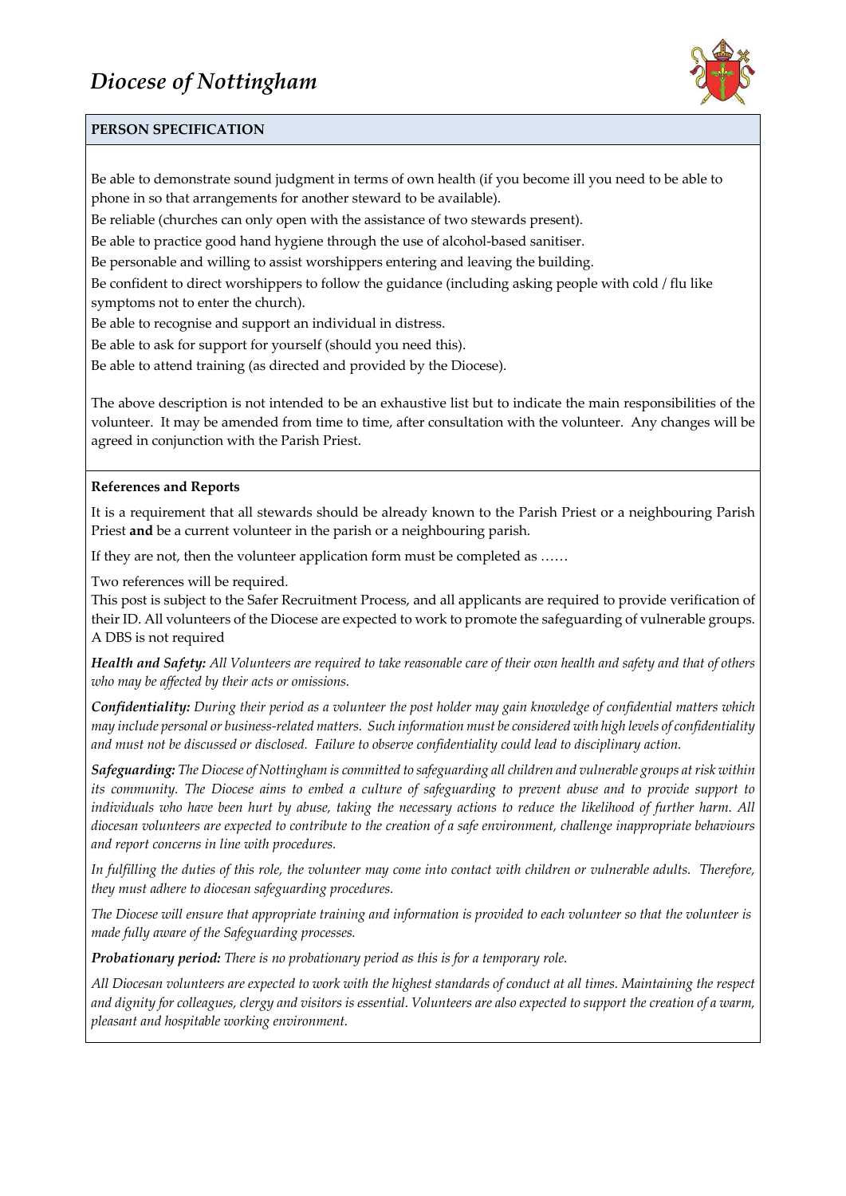# *Diocese of Nottingham*

**PERSON SPECIFICATION**

Be able to demonstrate sound judgment in terms of own health (if you become ill you need to be able to phone in so that arrangements for another steward to be available).

Be reliable (churches can only open with the assistance of two stewards present).

Be able to practice good hand hygiene through the use of alcohol-based sanitiser.

Be personable and willing to assist worshippers entering and leaving the building.

Be confident to direct worshippers to follow the guidance (including asking people with cold / flu like symptoms not to enter the church).

Be able to recognise and support an individual in distress.

Be able to ask for support for yourself (should you need this).

Be able to attend training (as directed and provided by the Diocese).

The above description is not intended to be an exhaustive list but to indicate the main responsibilities of the volunteer. It may be amended from time to time, after consultation with the volunteer. Any changes will be agreed in conjunction with the Parish Priest.

**References and Reports**

It is a requirement that all stewards should be already known to the Parish Priest or a neighbouring Parish Priest **and** be a current volunteer in the parish or a neighbouring parish.

If they are not, then the volunteer application form must be completed as ……

Two references will be required.

This post is subject to the Safer Recruitment Process, and all applicants are required to provide verification of their ID. All volunteers of the Diocese are expected to work to promote the safeguarding of vulnerable groups. A DBS is not required

***Health and Safety:*** *All Volunteers are required to take reasonable care of their own health and safety and that of others who may be affected by their acts or omissions.*

***Confidentiality:*** *During their period as a volunteer the post holder may gain knowledge of confidential matters which may include personal or business-related matters. Such information must be considered with high levels of confidentiality and must not be discussed or disclosed. Failure to observe confidentiality could lead to disciplinary action.*

***Safeguarding:*** *The Diocese of Nottingham is committed to safeguarding all children and vulnerable groups at risk within its community. The Diocese aims to embed a culture of safeguarding to prevent abuse and to provide support to individuals who have been hurt by abuse, taking the necessary actions to reduce the likelihood of further harm. All diocesan volunteers are expected to contribute to the creation of a safe environment, challenge inappropriate behaviours and report concerns in line with procedures.*

*In fulfilling the duties of this role, the volunteer may come into contact with children or vulnerable adults. Therefore, they must adhere to diocesan safeguarding procedures.*

*The Diocese will ensure that appropriate training and information is provided to each volunteer so that the volunteer is made fully aware of the Safeguarding processes.*

***Probationary period:*** *There is no probationary period as this is for a temporary role.*

*All Diocesan volunteers are expected to work with the highest standards of conduct at all times. Maintaining the respect and dignity for colleagues, clergy and visitors is essential. Volunteers are also expected to support the creation of a warm, pleasant and hospitable working environment.*